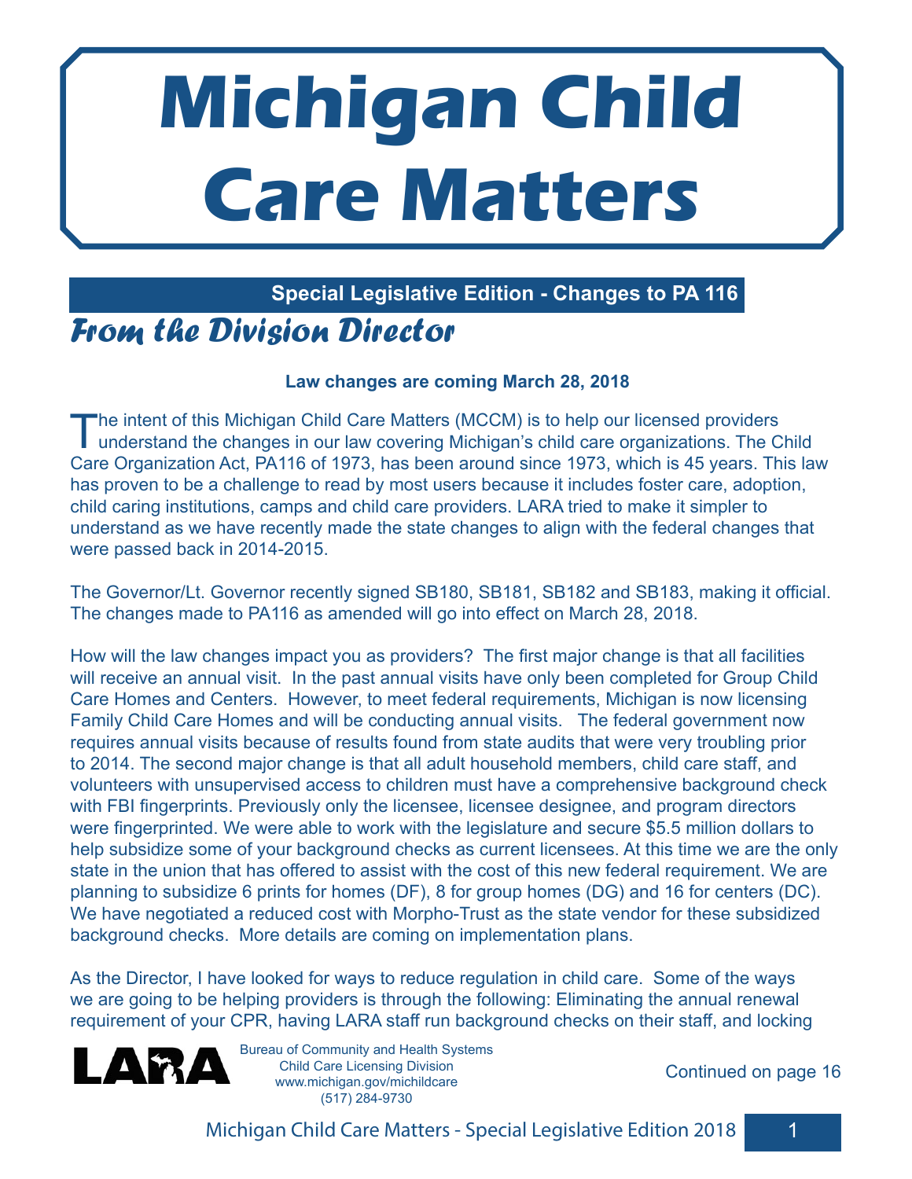# Michigan Child Care Matters

**Special Legislative Edition - Changes to PA 116**

## *From the Division Director*

**Law changes are coming March 28, 2018**

The intent of this Michigan Child Care Matters (MCCM) is to help our licensed providers understand the changes in our law covering Michigan's child care organizations. The Child Care Organization Act, PA116 of 1973, has been around since 1973, which is 45 years. This law has proven to be a challenge to read by most users because it includes foster care, adoption, child caring institutions, camps and child care providers. LARA tried to make it simpler to understand as we have recently made the state changes to align with the federal changes that were passed back in 2014-2015.

The Governor/Lt. Governor recently signed SB180, SB181, SB182 and SB183, making it official. The changes made to PA116 as amended will go into effect on March 28, 2018.

How will the law changes impact you as providers? The first major change is that all facilities will receive an annual visit. In the past annual visits have only been completed for Group Child Care Homes and Centers. However, to meet federal requirements, Michigan is now licensing Family Child Care Homes and will be conducting annual visits. The federal government now requires annual visits because of results found from state audits that were very troubling prior to 2014. The second major change is that all adult household members, child care staff, and volunteers with unsupervised access to children must have a comprehensive background check with FBI fingerprints. Previously only the licensee, licensee designee, and program directors were fingerprinted. We were able to work with the legislature and secure $5.5 million dollars to help subsidize some of your background checks as current licensees. At this time we are the only state in the union that has offered to assist with the cost of this new federal requirement. We are planning to subsidize 6 prints for homes (DF), 8 for group homes (DG) and 16 for centers (DC). We have negotiated a reduced cost with Morpho-Trust as the state vendor for these subsidized background checks. More details are coming on implementation plans.

As the Director, I have looked for ways to reduce regulation in child care. Some of the ways we are going to be helping providers is through the following: Eliminating the annual renewal requirement of your CPR, having LARA staff run background checks on their staff, and locking

Continued on page 16

LARA
Bureau of Community and Health Systems
Child Care Licensing Division
www.michigan.gov/michildcare
(517) 284-9730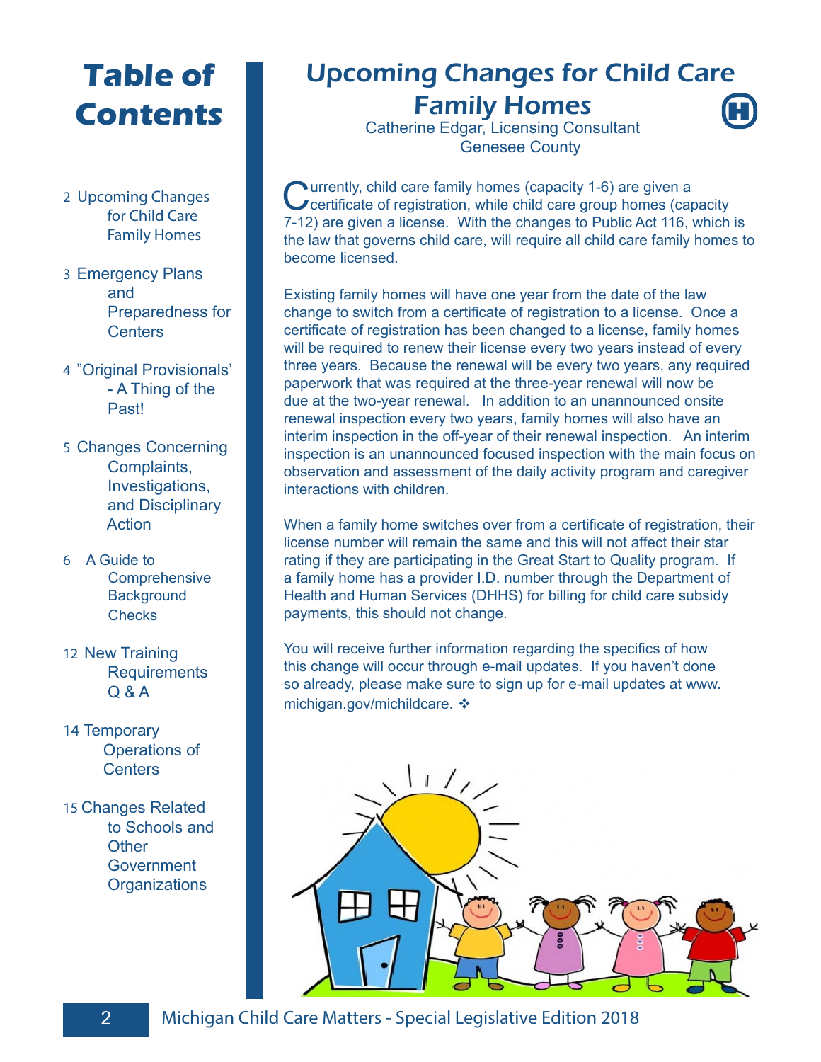# Table of Contents

2 Upcoming Changes for Child Care Family Homes

3 Emergency Plans and Preparedness for Centers

4 "Original Provisionals' - A Thing of the Past!

5 Changes Concerning Complaints, Investigations, and Disciplinary Action

6 A Guide to Comprehensive Background Checks

12 New Training Requirements Q & A

14 Temporary Operations of Centers

15 Changes Related to Schools and Other Government Organizations

# Upcoming Changes for Child Care Family Homes

Catherine Edgar, Licensing Consultant
Genesee County

Currently, child care family homes (capacity 1-6) are given a certificate of registration, while child care group homes (capacity 7-12) are given a license. With the changes to Public Act 116, which is the law that governs child care, will require all child care family homes to become licensed.

Existing family homes will have one year from the date of the law change to switch from a certificate of registration to a license. Once a certificate of registration has been changed to a license, family homes will be required to renew their license every two years instead of every three years. Because the renewal will be every two years, any required paperwork that was required at the three-year renewal will now be due at the two-year renewal. In addition to an unannounced onsite renewal inspection every two years, family homes will also have an interim inspection in the off-year of their renewal inspection. An interim inspection is an unannounced focused inspection with the main focus on observation and assessment of the daily activity program and caregiver interactions with children.

When a family home switches over from a certificate of registration, their license number will remain the same and this will not affect their star rating if they are participating in the Great Start to Quality program. If a family home has a provider I.D. number through the Department of Health and Human Services (DHHS) for billing for child care subsidy payments, this should not change.

You will receive further information regarding the specifics of how this change will occur through e-mail updates. If you haven't done so already, please make sure to sign up for e-mail updates at www.michigan.gov/michildcare. ❖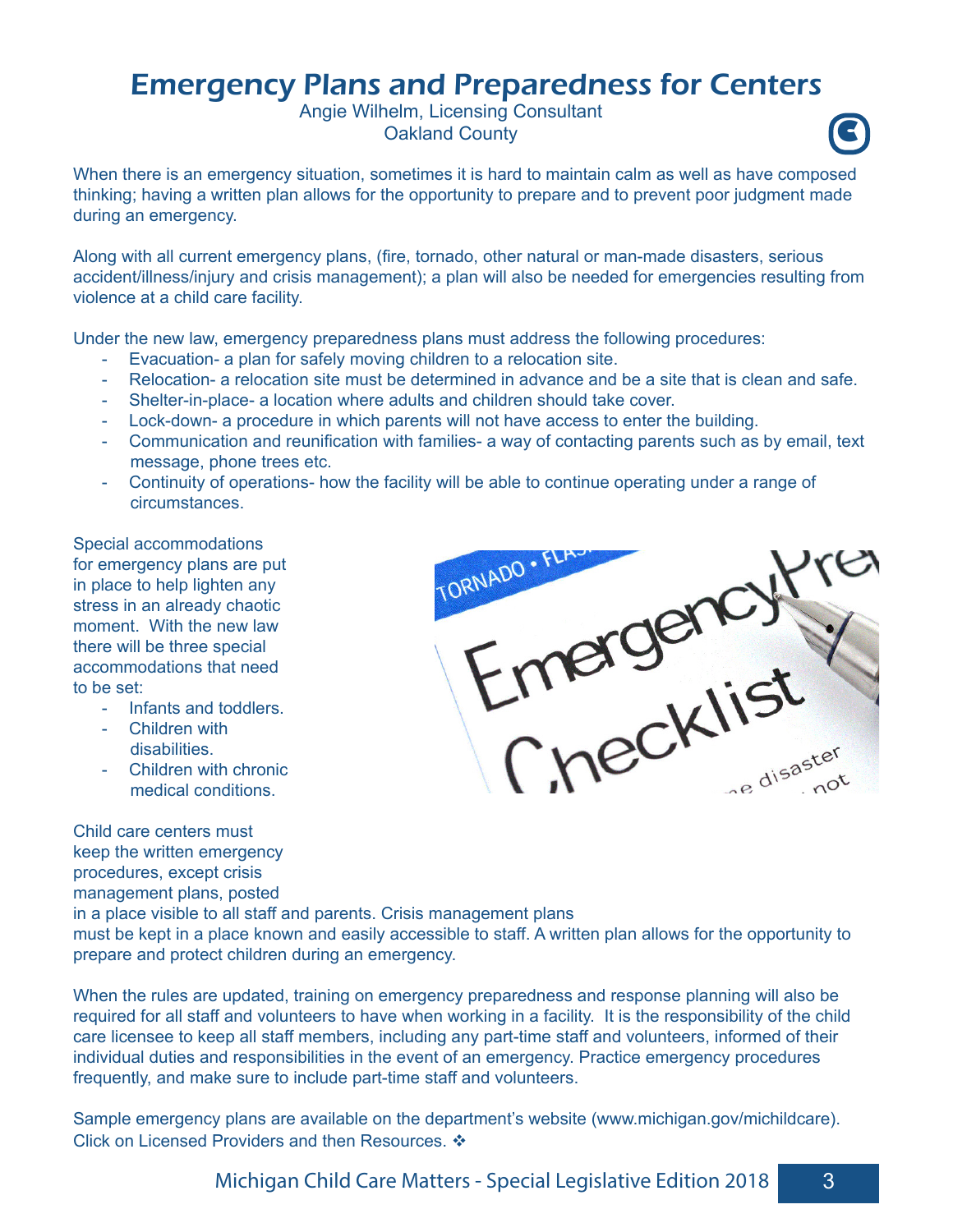# Emergency Plans and Preparedness for Centers

Angie Wilhelm, Licensing Consultant
Oakland County

When there is an emergency situation, sometimes it is hard to maintain calm as well as have composed thinking; having a written plan allows for the opportunity to prepare and to prevent poor judgment made during an emergency.

Along with all current emergency plans, (fire, tornado, other natural or man-made disasters, serious accident/illness/injury and crisis management); a plan will also be needed for emergencies resulting from violence at a child care facility.

Under the new law, emergency preparedness plans must address the following procedures:

- Evacuation- a plan for safely moving children to a relocation site.
- Relocation- a relocation site must be determined in advance and be a site that is clean and safe.
- Shelter-in-place- a location where adults and children should take cover.
- Lock-down- a procedure in which parents will not have access to enter the building.
- Communication and reunification with families- a way of contacting parents such as by email, text message, phone trees etc.
- Continuity of operations- how the facility will be able to continue operating under a range of circumstances.

Special accommodations for emergency plans are put in place to help lighten any stress in an already chaotic moment. With the new law there will be three special accommodations that need to be set:

- Infants and toddlers.
- Children with disabilities.
- Children with chronic medical conditions.

Child care centers must keep the written emergency procedures, except crisis management plans, posted in a place visible to all staff and parents. Crisis management plans must be kept in a place known and easily accessible to staff. A written plan allows for the opportunity to prepare and protect children during an emergency.

When the rules are updated, training on emergency preparedness and response planning will also be required for all staff and volunteers to have when working in a facility. It is the responsibility of the child care licensee to keep all staff members, including any part-time staff and volunteers, informed of their individual duties and responsibilities in the event of an emergency. Practice emergency procedures frequently, and make sure to include part-time staff and volunteers.

Sample emergency plans are available on the department's website (www.michigan.gov/michildcare). Click on Licensed Providers and then Resources. ❖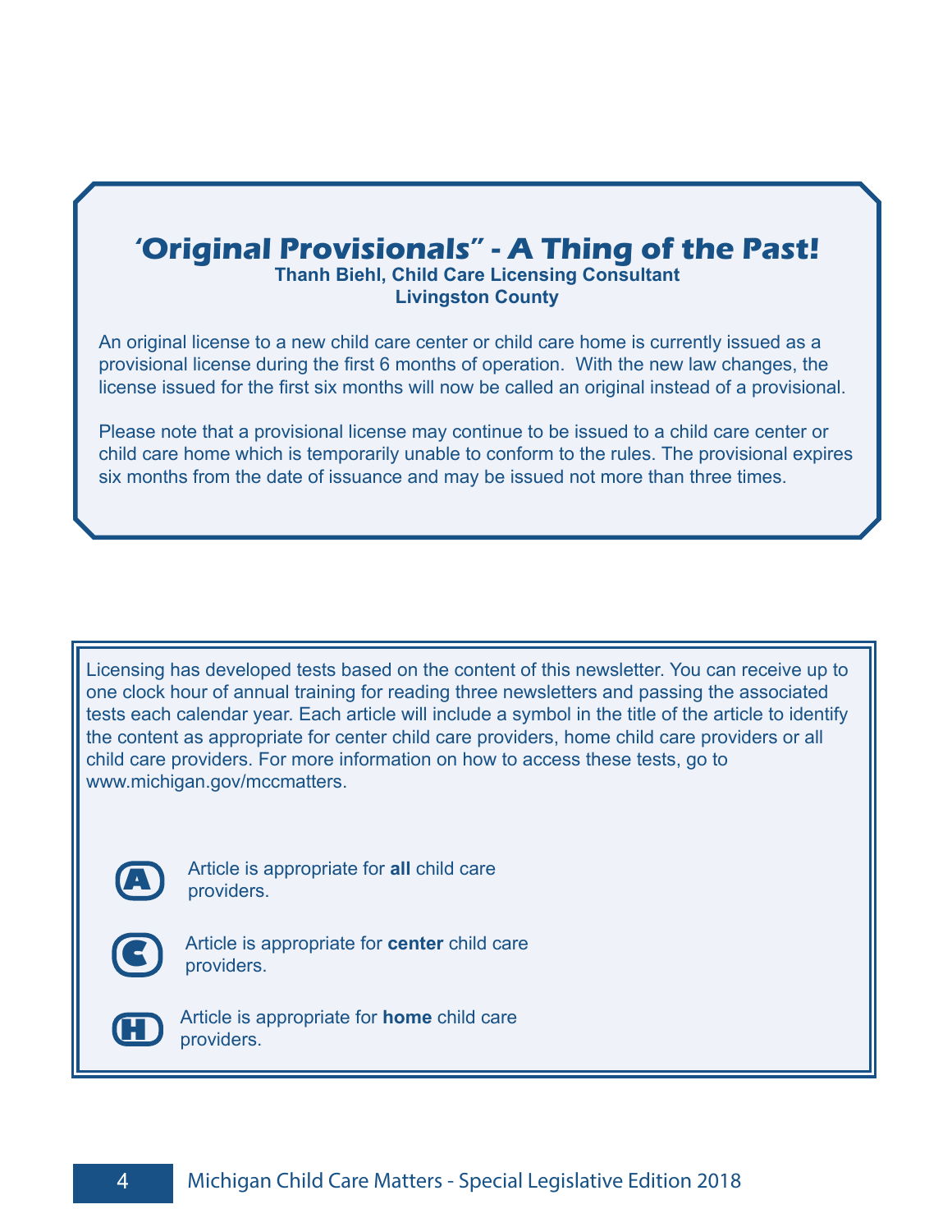## ‘Original Provisionals” - A Thing of the Past!

**Thanh Biehl, Child Care Licensing Consultant**
**Livingston County**

An original license to a new child care center or child care home is currently issued as a provisional license during the first 6 months of operation. With the new law changes, the license issued for the first six months will now be called an original instead of a provisional.

Please note that a provisional license may continue to be issued to a child care center or child care home which is temporarily unable to conform to the rules. The provisional expires six months from the date of issuance and may be issued not more than three times.

---

Licensing has developed tests based on the content of this newsletter. You can receive up to one clock hour of annual training for reading three newsletters and passing the associated tests each calendar year. Each article will include a symbol in the title of the article to identify the content as appropriate for center child care providers, home child care providers or all child care providers. For more information on how to access these tests, go to www.michigan.gov/mccmatters.

**A** Article is appropriate for **all** child care providers.

**C** Article is appropriate for **center** child care providers.

**H** Article is appropriate for **home** child care providers.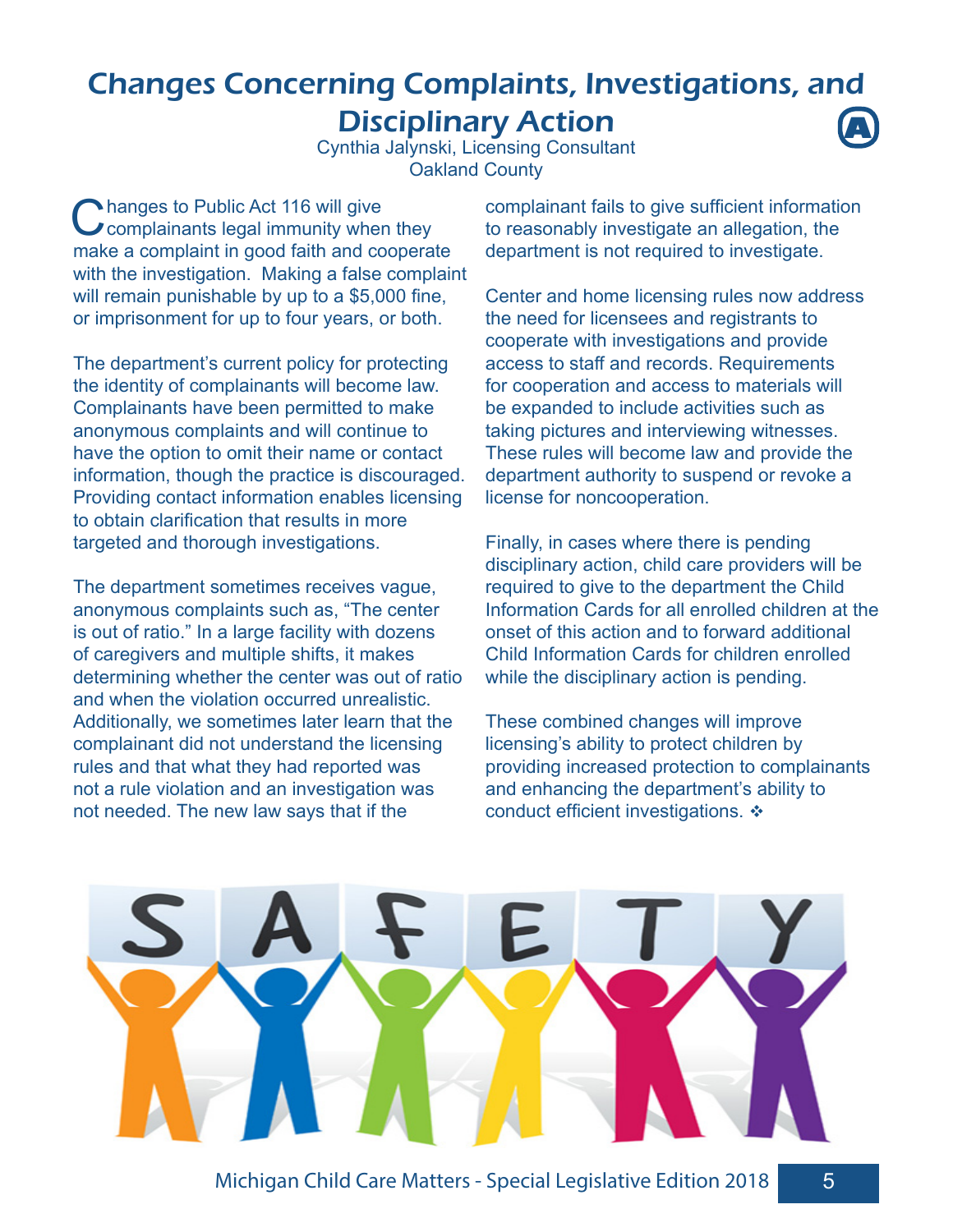# Changes Concerning Complaints, Investigations, and Disciplinary Action

Cynthia Jalynski, Licensing Consultant
Oakland County

Changes to Public Act 116 will give complainants legal immunity when they make a complaint in good faith and cooperate with the investigation. Making a false complaint will remain punishable by up to a $5,000 fine, or imprisonment for up to four years, or both.

The department's current policy for protecting the identity of complainants will become law. Complainants have been permitted to make anonymous complaints and will continue to have the option to omit their name or contact information, though the practice is discouraged. Providing contact information enables licensing to obtain clarification that results in more targeted and thorough investigations.

The department sometimes receives vague, anonymous complaints such as, "The center is out of ratio." In a large facility with dozens of caregivers and multiple shifts, it makes determining whether the center was out of ratio and when the violation occurred unrealistic. Additionally, we sometimes later learn that the complainant did not understand the licensing rules and that what they had reported was not a rule violation and an investigation was not needed. The new law says that if the complainant fails to give sufficient information to reasonably investigate an allegation, the department is not required to investigate.

Center and home licensing rules now address the need for licensees and registrants to cooperate with investigations and provide access to staff and records. Requirements for cooperation and access to materials will be expanded to include activities such as taking pictures and interviewing witnesses. These rules will become law and provide the department authority to suspend or revoke a license for noncooperation.

Finally, in cases where there is pending disciplinary action, child care providers will be required to give to the department the Child Information Cards for all enrolled children at the onset of this action and to forward additional Child Information Cards for children enrolled while the disciplinary action is pending.

These combined changes will improve licensing's ability to protect children by providing increased protection to complainants and enhancing the department's ability to conduct efficient investigations. ❖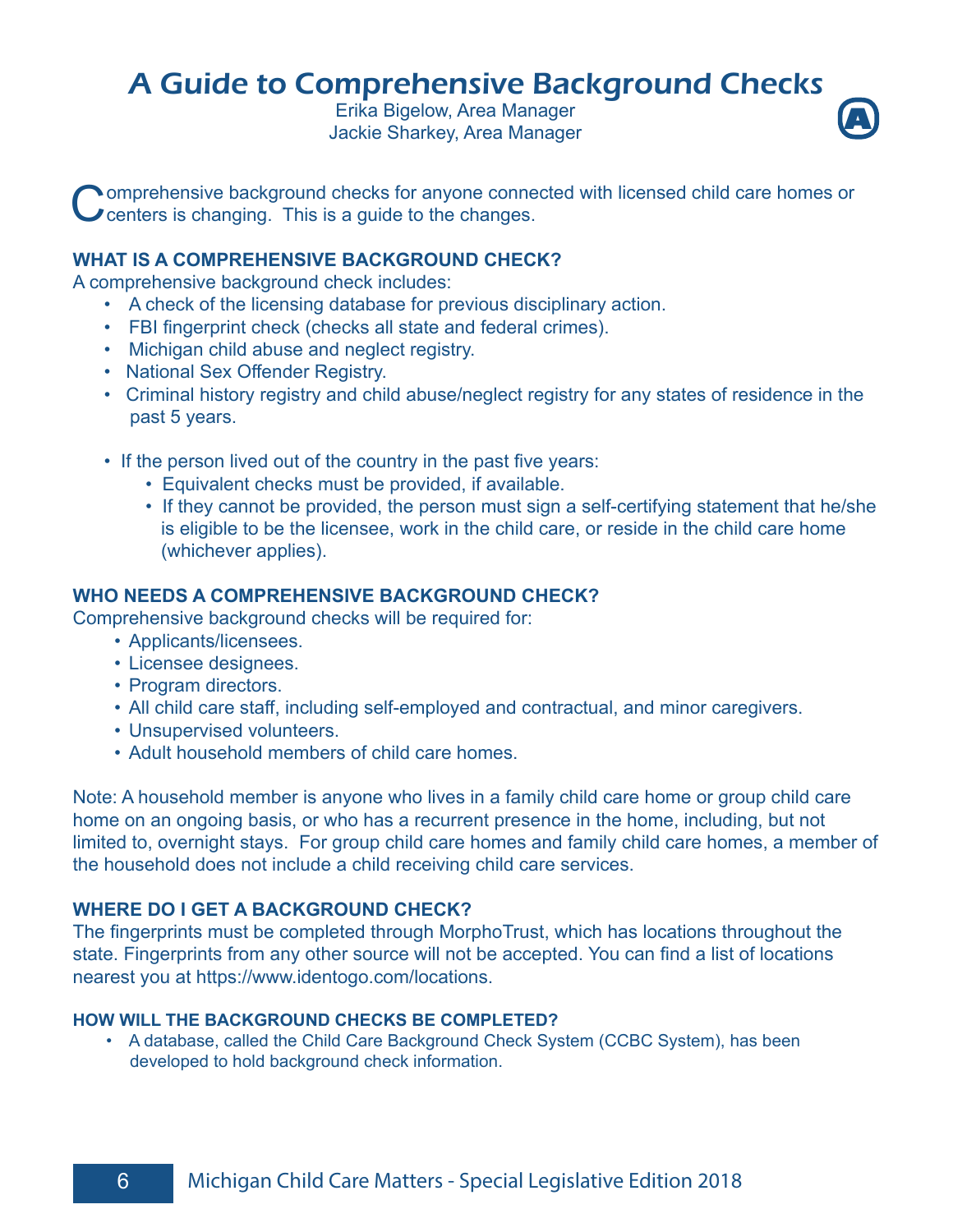# A Guide to Comprehensive Background Checks

Erika Bigelow, Area Manager
Jackie Sharkey, Area Manager

Comprehensive background checks for anyone connected with licensed child care homes or centers is changing. This is a guide to the changes.

### WHAT IS A COMPREHENSIVE BACKGROUND CHECK?

A comprehensive background check includes:

- A check of the licensing database for previous disciplinary action.
- FBI fingerprint check (checks all state and federal crimes).
- Michigan child abuse and neglect registry.
- National Sex Offender Registry.
- Criminal history registry and child abuse/neglect registry for any states of residence in the past 5 years.

- If the person lived out of the country in the past five years:
  - Equivalent checks must be provided, if available.
  - If they cannot be provided, the person must sign a self-certifying statement that he/she is eligible to be the licensee, work in the child care, or reside in the child care home (whichever applies).

### WHO NEEDS A COMPREHENSIVE BACKGROUND CHECK?

Comprehensive background checks will be required for:

- Applicants/licensees.
- Licensee designees.
- Program directors.
- All child care staff, including self-employed and contractual, and minor caregivers.
- Unsupervised volunteers.
- Adult household members of child care homes.

Note: A household member is anyone who lives in a family child care home or group child care home on an ongoing basis, or who has a recurrent presence in the home, including, but not limited to, overnight stays. For group child care homes and family child care homes, a member of the household does not include a child receiving child care services.

### WHERE DO I GET A BACKGROUND CHECK?

The fingerprints must be completed through MorphoTrust, which has locations throughout the state. Fingerprints from any other source will not be accepted. You can find a list of locations nearest you at https://www.identogo.com/locations.

### HOW WILL THE BACKGROUND CHECKS BE COMPLETED?

- A database, called the Child Care Background Check System (CCBC System), has been developed to hold background check information.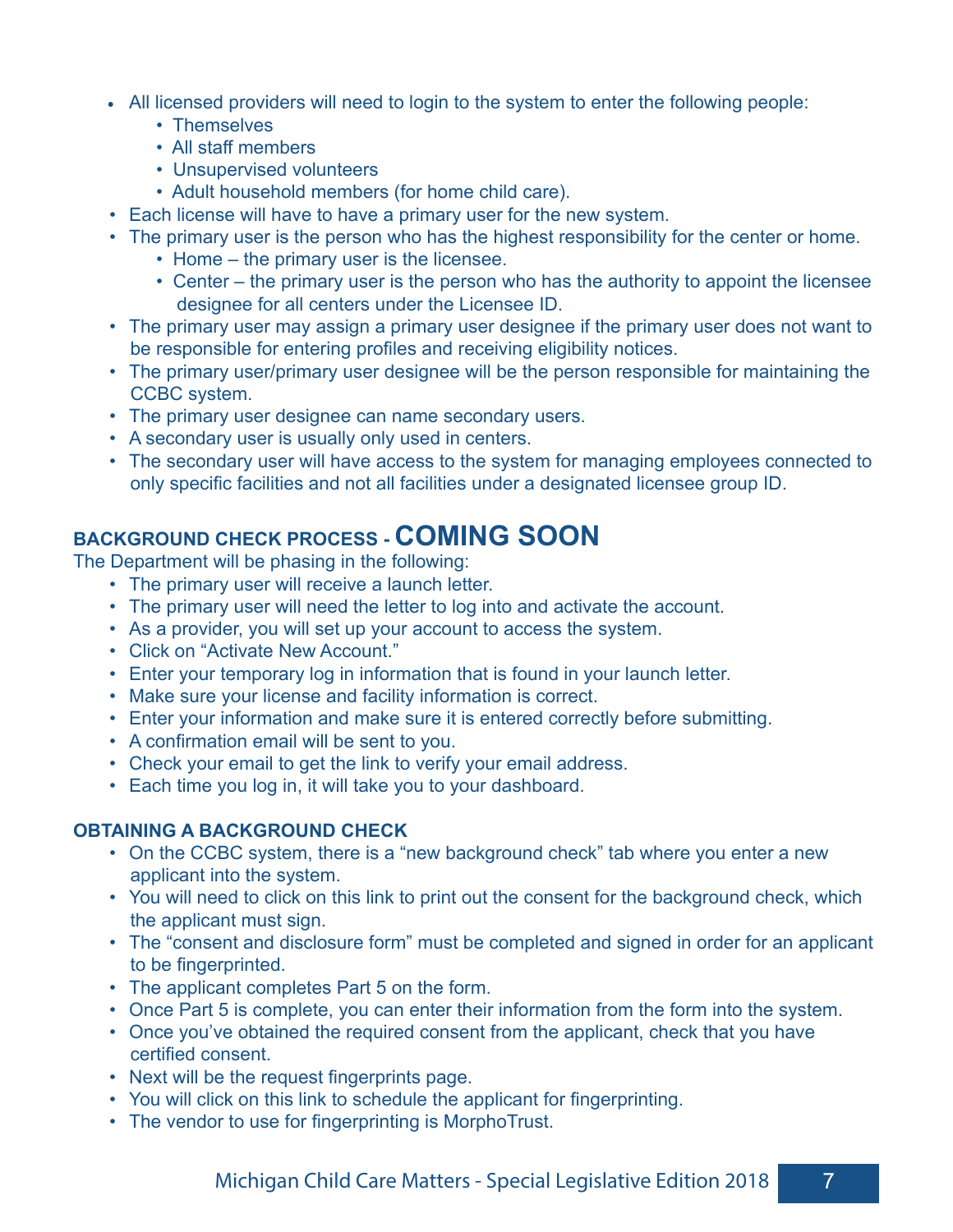- All licensed providers will need to login to the system to enter the following people:
  - Themselves
  - All staff members
  - Unsupervised volunteers
  - Adult household members (for home child care).
- Each license will have to have a primary user for the new system.
- The primary user is the person who has the highest responsibility for the center or home.
  - Home – the primary user is the licensee.
  - Center – the primary user is the person who has the authority to appoint the licensee designee for all centers under the Licensee ID.
- The primary user may assign a primary user designee if the primary user does not want to be responsible for entering profiles and receiving eligibility notices.
- The primary user/primary user designee will be the person responsible for maintaining the CCBC system.
- The primary user designee can name secondary users.
- A secondary user is usually only used in centers.
- The secondary user will have access to the system for managing employees connected to only specific facilities and not all facilities under a designated licensee group ID.

### BACKGROUND CHECK PROCESS - COMING SOON

The Department will be phasing in the following:

- The primary user will receive a launch letter.
- The primary user will need the letter to log into and activate the account.
- As a provider, you will set up your account to access the system.
- Click on "Activate New Account."
- Enter your temporary log in information that is found in your launch letter.
- Make sure your license and facility information is correct.
- Enter your information and make sure it is entered correctly before submitting.
- A confirmation email will be sent to you.
- Check your email to get the link to verify your email address.
- Each time you log in, it will take you to your dashboard.

### OBTAINING A BACKGROUND CHECK

- On the CCBC system, there is a "new background check" tab where you enter a new applicant into the system.
- You will need to click on this link to print out the consent for the background check, which the applicant must sign.
- The "consent and disclosure form" must be completed and signed in order for an applicant to be fingerprinted.
- The applicant completes Part 5 on the form.
- Once Part 5 is complete, you can enter their information from the form into the system.
- Once you've obtained the required consent from the applicant, check that you have certified consent.
- Next will be the request fingerprints page.
- You will click on this link to schedule the applicant for fingerprinting.
- The vendor to use for fingerprinting is MorphoTrust.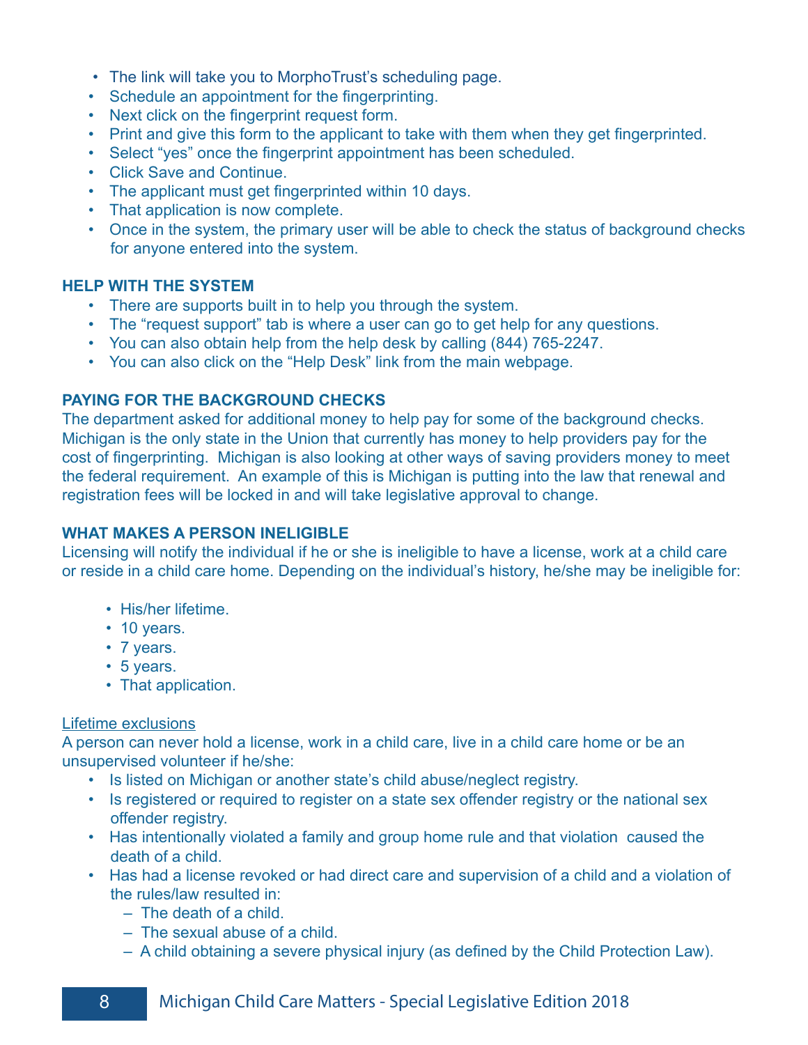- The link will take you to MorphoTrust's scheduling page.
- Schedule an appointment for the fingerprinting.
- Next click on the fingerprint request form.
- Print and give this form to the applicant to take with them when they get fingerprinted.
- Select "yes" once the fingerprint appointment has been scheduled.
- Click Save and Continue.
- The applicant must get fingerprinted within 10 days.
- That application is now complete.
- Once in the system, the primary user will be able to check the status of background checks for anyone entered into the system.

### HELP WITH THE SYSTEM

- There are supports built in to help you through the system.
- The "request support" tab is where a user can go to get help for any questions.
- You can also obtain help from the help desk by calling (844) 765-2247.
- You can also click on the "Help Desk" link from the main webpage.

### PAYING FOR THE BACKGROUND CHECKS

The department asked for additional money to help pay for some of the background checks. Michigan is the only state in the Union that currently has money to help providers pay for the cost of fingerprinting. Michigan is also looking at other ways of saving providers money to meet the federal requirement. An example of this is Michigan is putting into the law that renewal and registration fees will be locked in and will take legislative approval to change.

### WHAT MAKES A PERSON INELIGIBLE

Licensing will notify the individual if he or she is ineligible to have a license, work at a child care or reside in a child care home. Depending on the individual's history, he/she may be ineligible for:

- His/her lifetime.
- 10 years.
- 7 years.
- 5 years.
- That application.

Lifetime exclusions

A person can never hold a license, work in a child care, live in a child care home or be an unsupervised volunteer if he/she:

- Is listed on Michigan or another state's child abuse/neglect registry.
- Is registered or required to register on a state sex offender registry or the national sex offender registry.
- Has intentionally violated a family and group home rule and that violation caused the death of a child.
- Has had a license revoked or had direct care and supervision of a child and a violation of the rules/law resulted in:
  - The death of a child.
  - The sexual abuse of a child.
  - A child obtaining a severe physical injury (as defined by the Child Protection Law).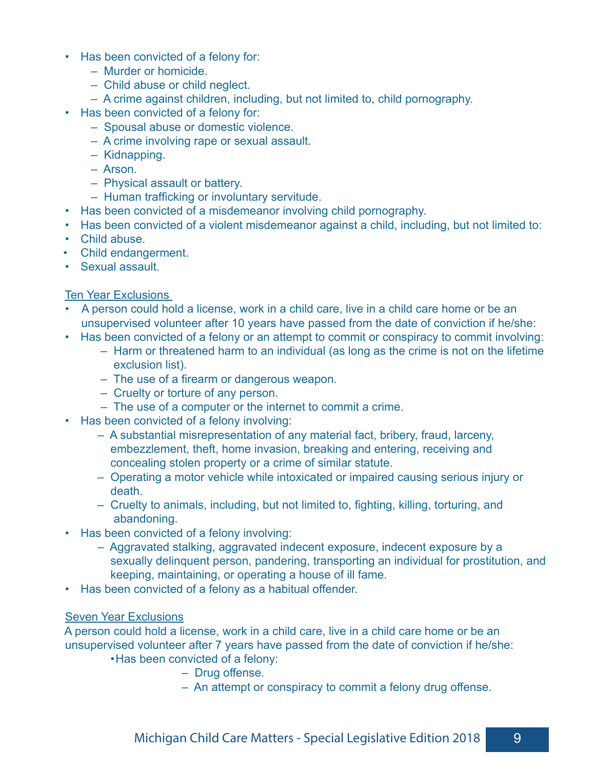- Has been convicted of a felony for:
  - Murder or homicide.
  - Child abuse or child neglect.
  - A crime against children, including, but not limited to, child pornography.
- Has been convicted of a felony for:
  - Spousal abuse or domestic violence.
  - A crime involving rape or sexual assault.
  - Kidnapping.
  - Arson.
  - Physical assault or battery.
  - Human trafficking or involuntary servitude.
- Has been convicted of a misdemeanor involving child pornography.
- Has been convicted of a violent misdemeanor against a child, including, but not limited to:
- Child abuse.
- Child endangerment.
- Sexual assault.

<u>Ten Year Exclusions</u>

- A person could hold a license, work in a child care, live in a child care home or be an unsupervised volunteer after 10 years have passed from the date of conviction if he/she:
- Has been convicted of a felony or an attempt to commit or conspiracy to commit involving:
  - Harm or threatened harm to an individual (as long as the crime is not on the lifetime exclusion list).
  - The use of a firearm or dangerous weapon.
  - Cruelty or torture of any person.
  - The use of a computer or the internet to commit a crime.
- Has been convicted of a felony involving:
  - A substantial misrepresentation of any material fact, bribery, fraud, larceny, embezzlement, theft, home invasion, breaking and entering, receiving and concealing stolen property or a crime of similar statute.
  - Operating a motor vehicle while intoxicated or impaired causing serious injury or death.
  - Cruelty to animals, including, but not limited to, fighting, killing, torturing, and abandoning.
- Has been convicted of a felony involving:
  - Aggravated stalking, aggravated indecent exposure, indecent exposure by a sexually delinquent person, pandering, transporting an individual for prostitution, and keeping, maintaining, or operating a house of ill fame.
- Has been convicted of a felony as a habitual offender.

<u>Seven Year Exclusions</u>

A person could hold a license, work in a child care, live in a child care home or be an unsupervised volunteer after 7 years have passed from the date of conviction if he/she:

- Has been convicted of a felony:
  - Drug offense.
  - An attempt or conspiracy to commit a felony drug offense.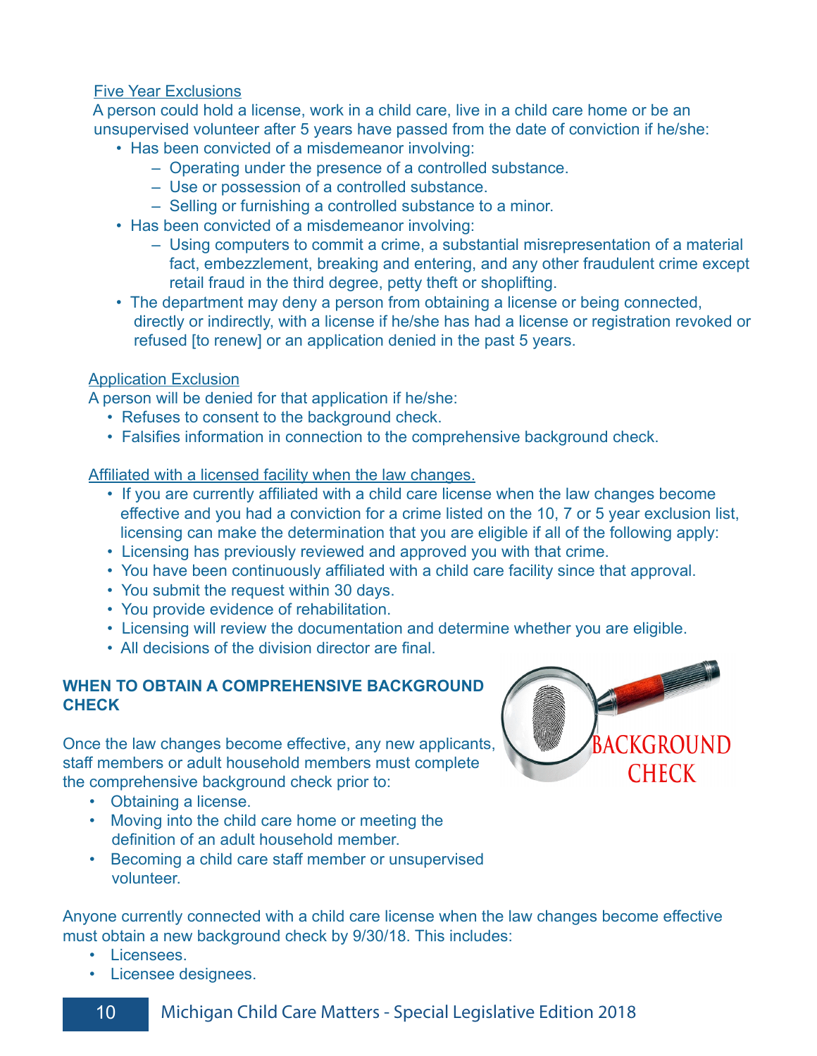Five Year Exclusions

A person could hold a license, work in a child care, live in a child care home or be an unsupervised volunteer after 5 years have passed from the date of conviction if he/she:

- Has been convicted of a misdemeanor involving:
  - Operating under the presence of a controlled substance.
  - Use or possession of a controlled substance.
  - Selling or furnishing a controlled substance to a minor.
- Has been convicted of a misdemeanor involving:
  - Using computers to commit a crime, a substantial misrepresentation of a material fact, embezzlement, breaking and entering, and any other fraudulent crime except retail fraud in the third degree, petty theft or shoplifting.
- The department may deny a person from obtaining a license or being connected, directly or indirectly, with a license if he/she has had a license or registration revoked or refused [to renew] or an application denied in the past 5 years.

Application Exclusion

A person will be denied for that application if he/she:

- Refuses to consent to the background check.
- Falsifies information in connection to the comprehensive background check.

Affiliated with a licensed facility when the law changes.

- If you are currently affiliated with a child care license when the law changes become effective and you had a conviction for a crime listed on the 10, 7 or 5 year exclusion list, licensing can make the determination that you are eligible if all of the following apply:
- Licensing has previously reviewed and approved you with that crime.
- You have been continuously affiliated with a child care facility since that approval.
- You submit the request within 30 days.
- You provide evidence of rehabilitation.
- Licensing will review the documentation and determine whether you are eligible.
- All decisions of the division director are final.

## WHEN TO OBTAIN A COMPREHENSIVE BACKGROUND CHECK

Once the law changes become effective, any new applicants, staff members or adult household members must complete the comprehensive background check prior to:

- Obtaining a license.
- Moving into the child care home or meeting the definition of an adult household member.
- Becoming a child care staff member or unsupervised volunteer.

Anyone currently connected with a child care license when the law changes become effective must obtain a new background check by 9/30/18. This includes:

- Licensees.
- Licensee designees.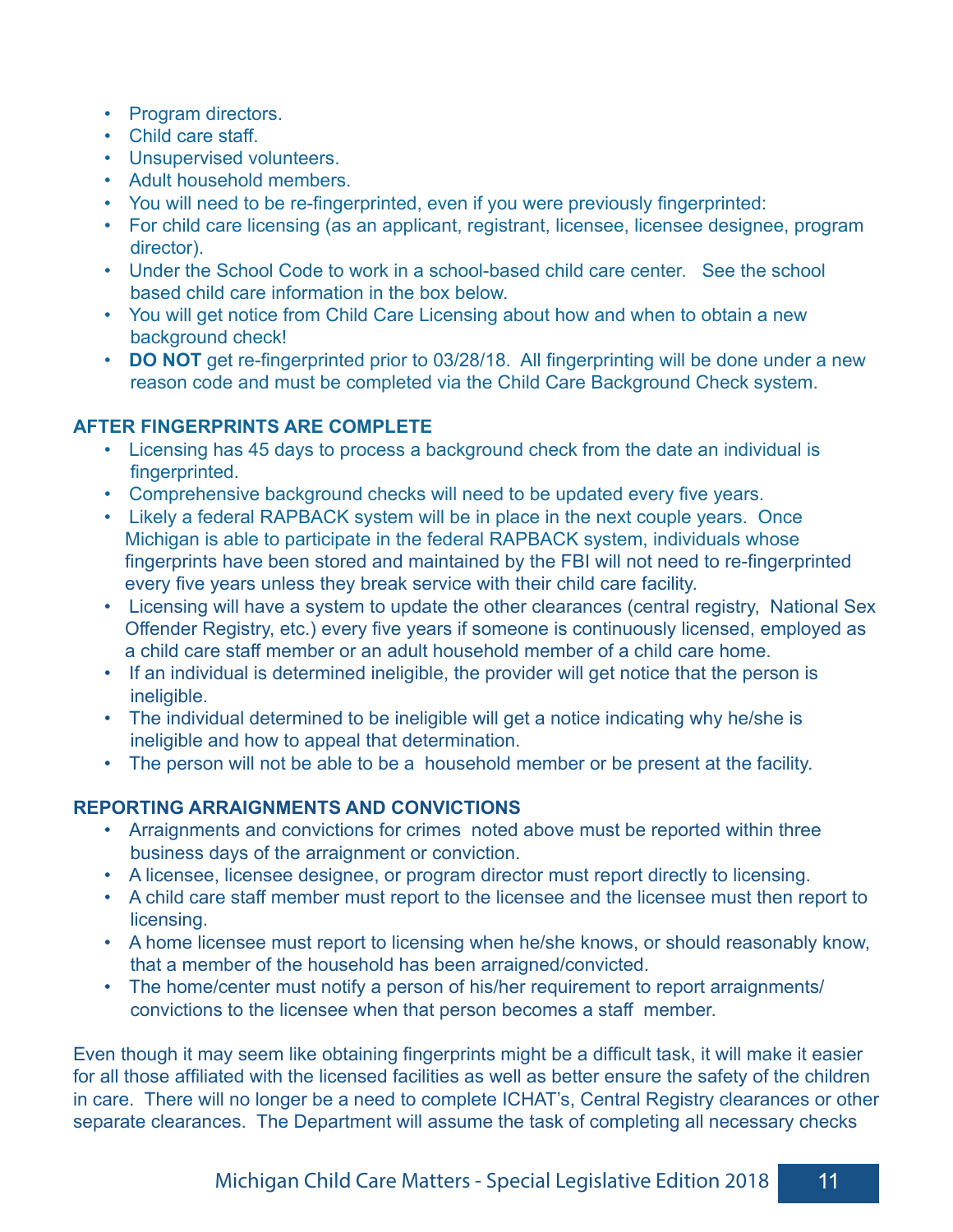- Program directors.
- Child care staff.
- Unsupervised volunteers.
- Adult household members.
- You will need to be re-fingerprinted, even if you were previously fingerprinted:
- For child care licensing (as an applicant, registrant, licensee, licensee designee, program director).
- Under the School Code to work in a school-based child care center. See the school based child care information in the box below.
- You will get notice from Child Care Licensing about how and when to obtain a new background check!
- **DO NOT** get re-fingerprinted prior to 03/28/18. All fingerprinting will be done under a new reason code and must be completed via the Child Care Background Check system.

**AFTER FINGERPRINTS ARE COMPLETE**

- Licensing has 45 days to process a background check from the date an individual is fingerprinted.
- Comprehensive background checks will need to be updated every five years.
- Likely a federal RAPBACK system will be in place in the next couple years. Once Michigan is able to participate in the federal RAPBACK system, individuals whose fingerprints have been stored and maintained by the FBI will not need to re-fingerprinted every five years unless they break service with their child care facility.
- Licensing will have a system to update the other clearances (central registry, National Sex Offender Registry, etc.) every five years if someone is continuously licensed, employed as a child care staff member or an adult household member of a child care home.
- If an individual is determined ineligible, the provider will get notice that the person is ineligible.
- The individual determined to be ineligible will get a notice indicating why he/she is ineligible and how to appeal that determination.
- The person will not be able to be a household member or be present at the facility.

**REPORTING ARRAIGNMENTS AND CONVICTIONS**

- Arraignments and convictions for crimes noted above must be reported within three business days of the arraignment or conviction.
- A licensee, licensee designee, or program director must report directly to licensing.
- A child care staff member must report to the licensee and the licensee must then report to licensing.
- A home licensee must report to licensing when he/she knows, or should reasonably know, that a member of the household has been arraigned/convicted.
- The home/center must notify a person of his/her requirement to report arraignments/convictions to the licensee when that person becomes a staff member.

Even though it may seem like obtaining fingerprints might be a difficult task, it will make it easier for all those affiliated with the licensed facilities as well as better ensure the safety of the children in care. There will no longer be a need to complete ICHAT's, Central Registry clearances or other separate clearances. The Department will assume the task of completing all necessary checks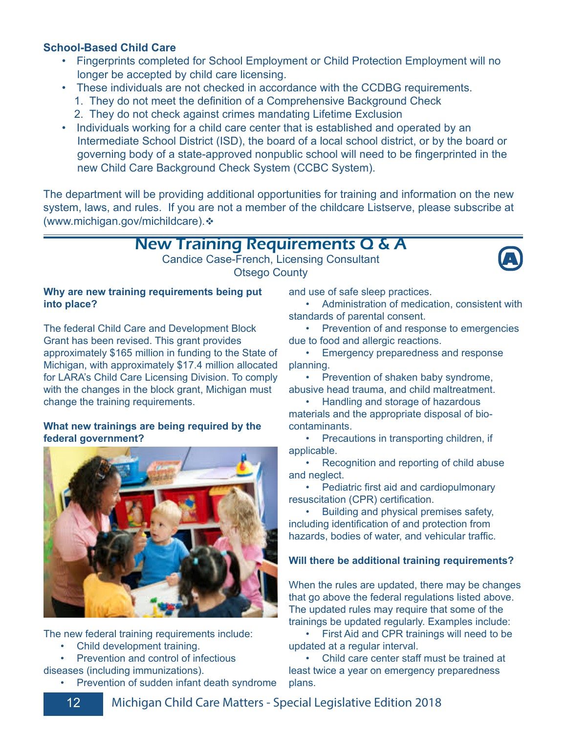**School-Based Child Care**

- Fingerprints completed for School Employment or Child Protection Employment will no longer be accepted by child care licensing.
- These individuals are not checked in accordance with the CCDBG requirements.
  1. They do not meet the definition of a Comprehensive Background Check
  2. They do not check against crimes mandating Lifetime Exclusion
- Individuals working for a child care center that is established and operated by an Intermediate School District (ISD), the board of a local school district, or by the board or governing body of a state-approved nonpublic school will need to be fingerprinted in the new Child Care Background Check System (CCBC System).

The department will be providing additional opportunities for training and information on the new system, laws, and rules. If you are not a member of the childcare Listserve, please subscribe at (www.michigan.gov/michildcare).❖

## New Training Requirements Q & A

Candice Case-French, Licensing Consultant
Otsego County

**Why are new training requirements being put into place?**

The federal Child Care and Development Block Grant has been revised. This grant provides approximately $165 million in funding to the State of Michigan, with approximately $17.4 million allocated for LARA's Child Care Licensing Division. To comply with the changes in the block grant, Michigan must change the training requirements.

**What new trainings are being required by the federal government?**

The new federal training requirements include:

- Child development training.
- Prevention and control of infectious diseases (including immunizations).
- Prevention of sudden infant death syndrome and use of safe sleep practices.
- Administration of medication, consistent with standards of parental consent.
- Prevention of and response to emergencies due to food and allergic reactions.
- Emergency preparedness and response planning.
- Prevention of shaken baby syndrome, abusive head trauma, and child maltreatment.
- Handling and storage of hazardous materials and the appropriate disposal of bio-contaminants.
- Precautions in transporting children, if applicable.
- Recognition and reporting of child abuse and neglect.
- Pediatric first aid and cardiopulmonary resuscitation (CPR) certification.
- Building and physical premises safety, including identification of and protection from hazards, bodies of water, and vehicular traffic.

**Will there be additional training requirements?**

When the rules are updated, there may be changes that go above the federal regulations listed above. The updated rules may require that some of the trainings be updated regularly. Examples include:

- First Aid and CPR trainings will need to be updated at a regular interval.
- Child care center staff must be trained at least twice a year on emergency preparedness plans.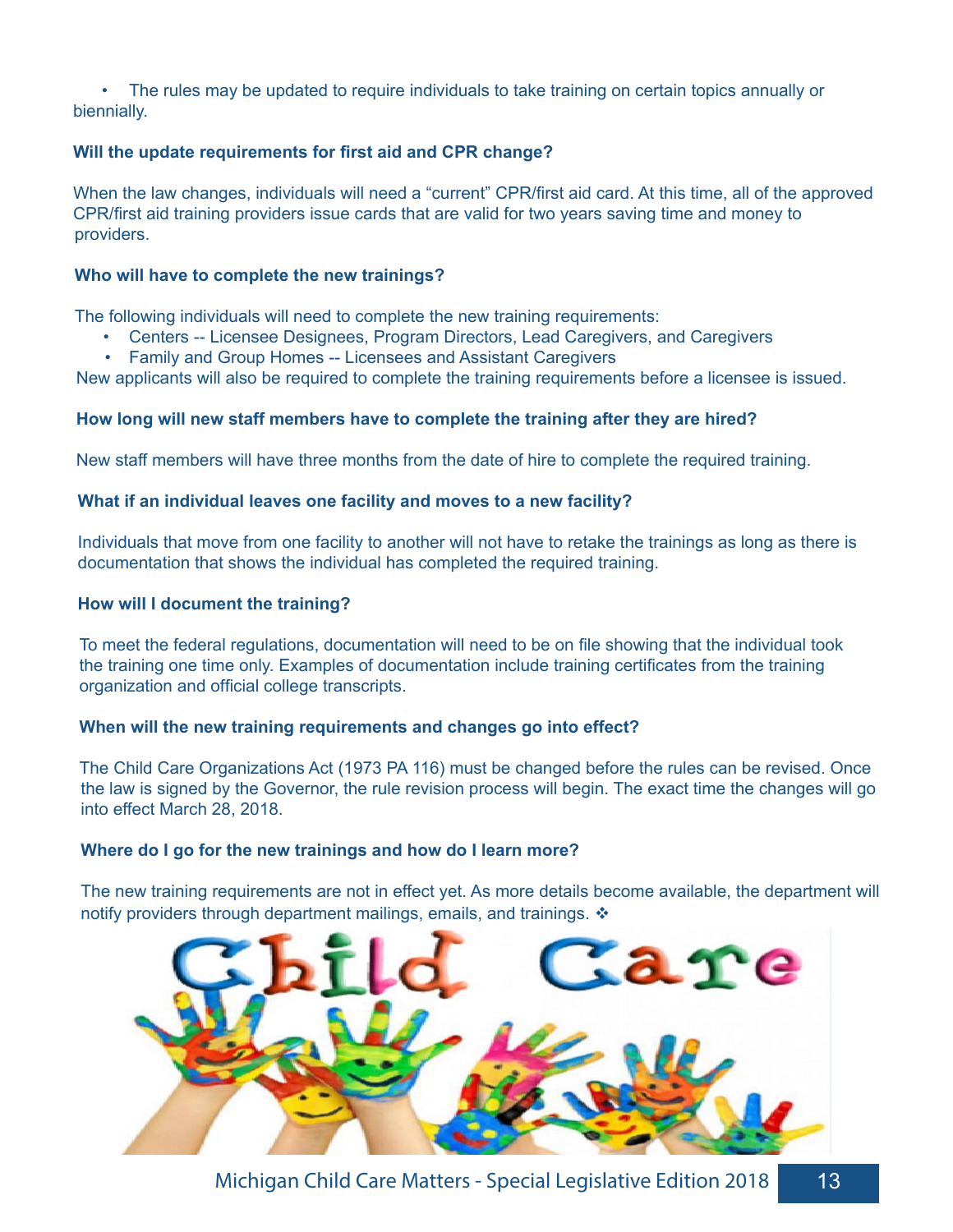- The rules may be updated to require individuals to take training on certain topics annually or biennially.

**Will the update requirements for first aid and CPR change?**

When the law changes, individuals will need a "current" CPR/first aid card. At this time, all of the approved CPR/first aid training providers issue cards that are valid for two years saving time and money to providers.

**Who will have to complete the new trainings?**

The following individuals will need to complete the new training requirements:

- Centers -- Licensee Designees, Program Directors, Lead Caregivers, and Caregivers
- Family and Group Homes -- Licensees and Assistant Caregivers

New applicants will also be required to complete the training requirements before a licensee is issued.

**How long will new staff members have to complete the training after they are hired?**

New staff members will have three months from the date of hire to complete the required training.

**What if an individual leaves one facility and moves to a new facility?**

Individuals that move from one facility to another will not have to retake the trainings as long as there is documentation that shows the individual has completed the required training.

**How will I document the training?**

To meet the federal regulations, documentation will need to be on file showing that the individual took the training one time only. Examples of documentation include training certificates from the training organization and official college transcripts.

**When will the new training requirements and changes go into effect?**

The Child Care Organizations Act (1973 PA 116) must be changed before the rules can be revised. Once the law is signed by the Governor, the rule revision process will begin. The exact time the changes will go into effect March 28, 2018.

**Where do I go for the new trainings and how do I learn more?**

The new training requirements are not in effect yet. As more details become available, the department will notify providers through department mailings, emails, and trainings. ❖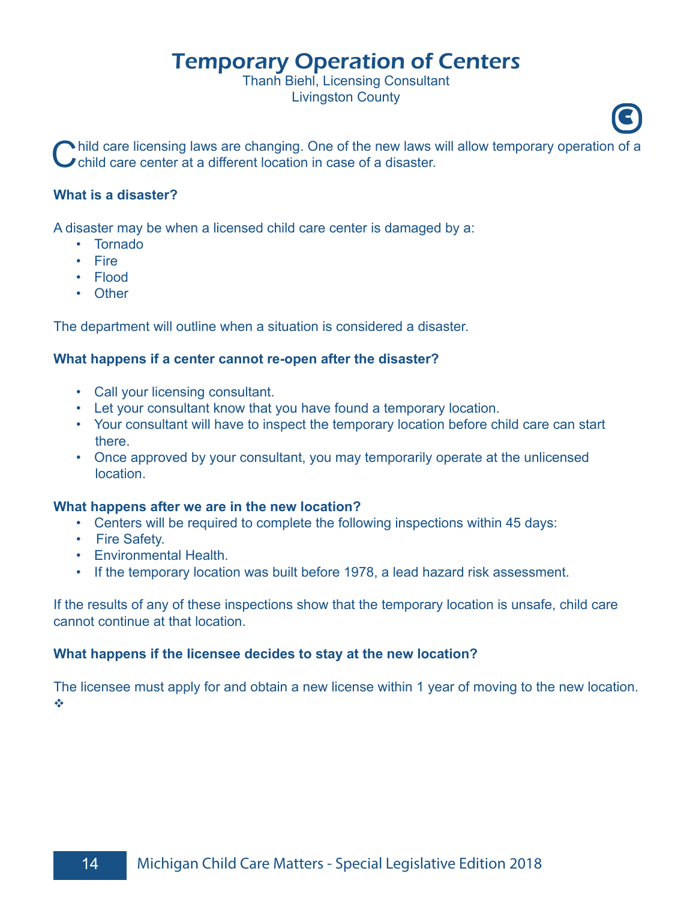# Temporary Operation of Centers

Thanh Biehl, Licensing Consultant
Livingston County

Child care licensing laws are changing. One of the new laws will allow temporary operation of a child care center at a different location in case of a disaster.

**What is a disaster?**

A disaster may be when a licensed child care center is damaged by a:

- Tornado
- Fire
- Flood
- Other

The department will outline when a situation is considered a disaster.

**What happens if a center cannot re-open after the disaster?**

- Call your licensing consultant.
- Let your consultant know that you have found a temporary location.
- Your consultant will have to inspect the temporary location before child care can start there.
- Once approved by your consultant, you may temporarily operate at the unlicensed location.

**What happens after we are in the new location?**

- Centers will be required to complete the following inspections within 45 days:
- Fire Safety.
- Environmental Health.
- If the temporary location was built before 1978, a lead hazard risk assessment.

If the results of any of these inspections show that the temporary location is unsafe, child care cannot continue at that location.

**What happens if the licensee decides to stay at the new location?**

The licensee must apply for and obtain a new license within 1 year of moving to the new location.
❖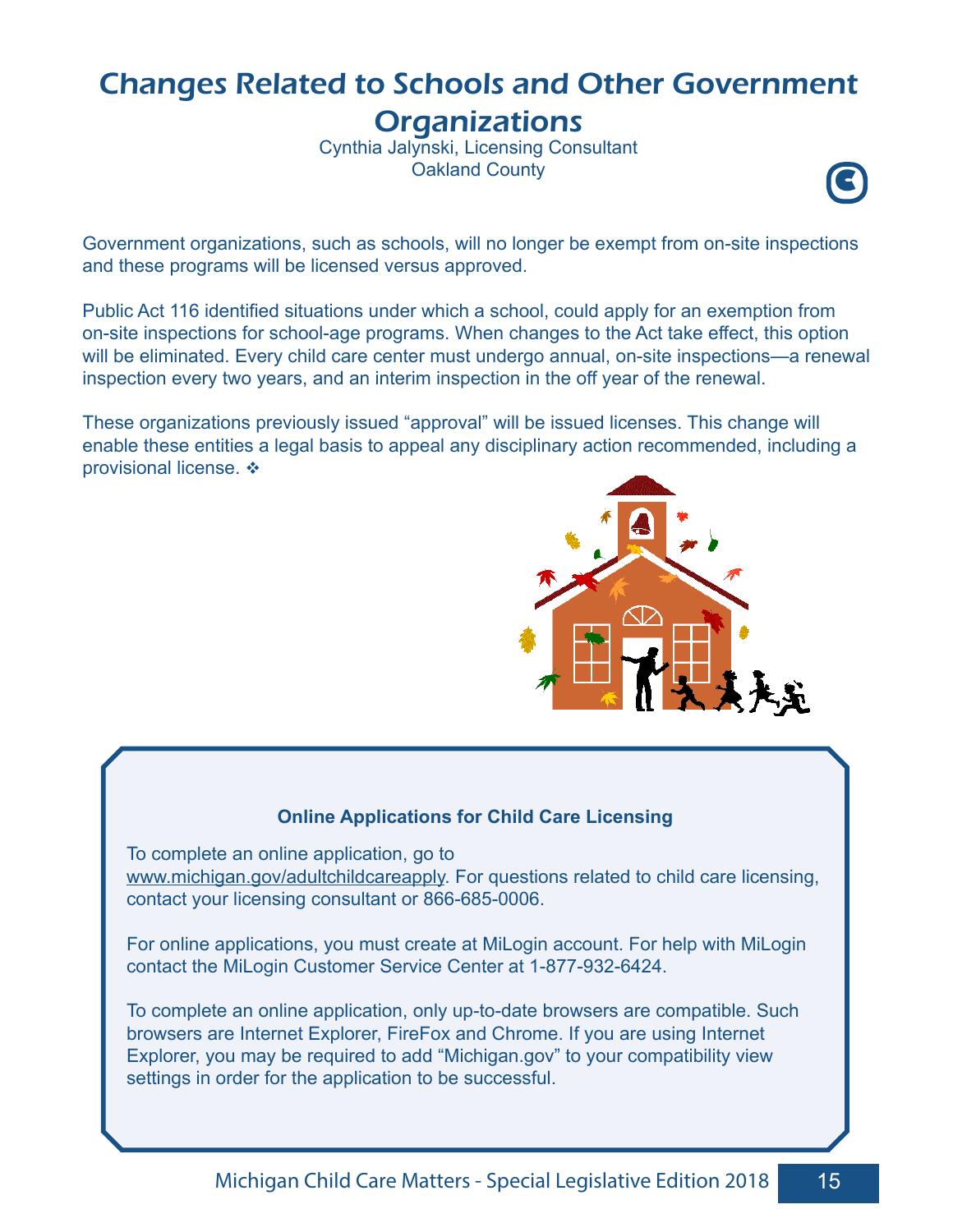# Changes Related to Schools and Other Government Organizations

Cynthia Jalynski, Licensing Consultant
Oakland County

Government organizations, such as schools, will no longer be exempt from on-site inspections and these programs will be licensed versus approved.

Public Act 116 identified situations under which a school, could apply for an exemption from on-site inspections for school-age programs. When changes to the Act take effect, this option will be eliminated. Every child care center must undergo annual, on-site inspections—a renewal inspection every two years, and an interim inspection in the off year of the renewal.

These organizations previously issued “approval” will be issued licenses. This change will enable these entities a legal basis to appeal any disciplinary action recommended, including a provisional license. ❖

**Online Applications for Child Care Licensing**

To complete an online application, go to www.michigan.gov/adultchildcareapply. For questions related to child care licensing, contact your licensing consultant or 866-685-0006.

For online applications, you must create at MiLogin account. For help with MiLogin contact the MiLogin Customer Service Center at 1-877-932-6424.

To complete an online application, only up-to-date browsers are compatible. Such browsers are Internet Explorer, FireFox and Chrome. If you are using Internet Explorer, you may be required to add “Michigan.gov” to your compatibility view settings in order for the application to be successful.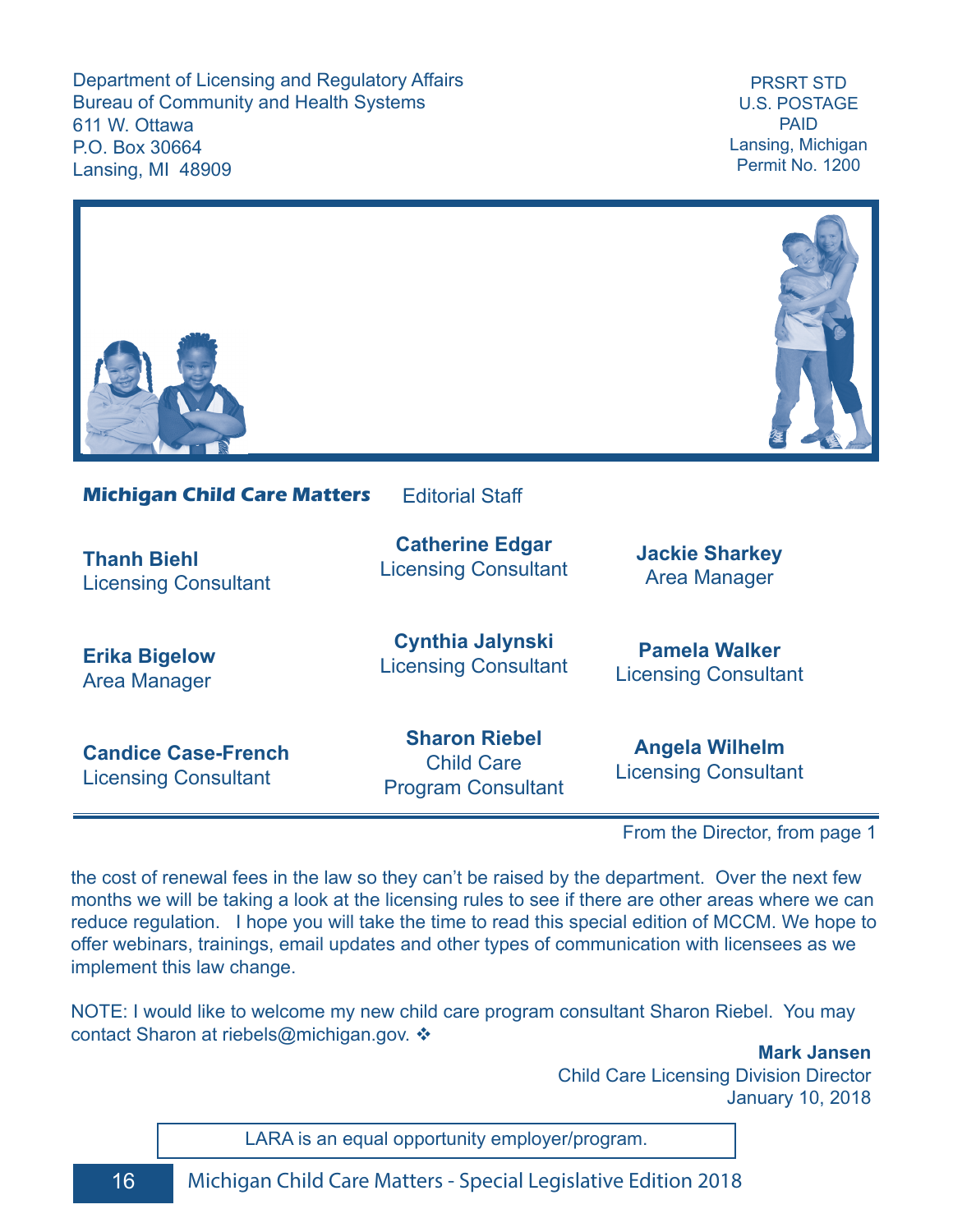Department of Licensing and Regulatory Affairs
Bureau of Community and Health Systems
611 W. Ottawa
P.O. Box 30664
Lansing, MI 48909

PRSRT STD
U.S. POSTAGE
PAID
Lansing, Michigan
Permit No. 1200

***Michigan Child Care Matters*** Editorial Staff

**Thanh Biehl**
Licensing Consultant

**Catherine Edgar**
Licensing Consultant

**Jackie Sharkey**
Area Manager

**Erika Bigelow**
Area Manager

**Cynthia Jalynski**
Licensing Consultant

**Pamela Walker**
Licensing Consultant

**Candice Case-French**
Licensing Consultant

**Sharon Riebel**
Child Care
Program Consultant

**Angela Wilhelm**
Licensing Consultant

---

From the Director, from page 1

the cost of renewal fees in the law so they can't be raised by the department. Over the next few months we will be taking a look at the licensing rules to see if there are other areas where we can reduce regulation. I hope you will take the time to read this special edition of MCCM. We hope to offer webinars, trainings, email updates and other types of communication with licensees as we implement this law change.

NOTE: I would like to welcome my new child care program consultant Sharon Riebel. You may contact Sharon at riebels@michigan.gov. ❖

**Mark Jansen**
Child Care Licensing Division Director
January 10, 2018

LARA is an equal opportunity employer/program.